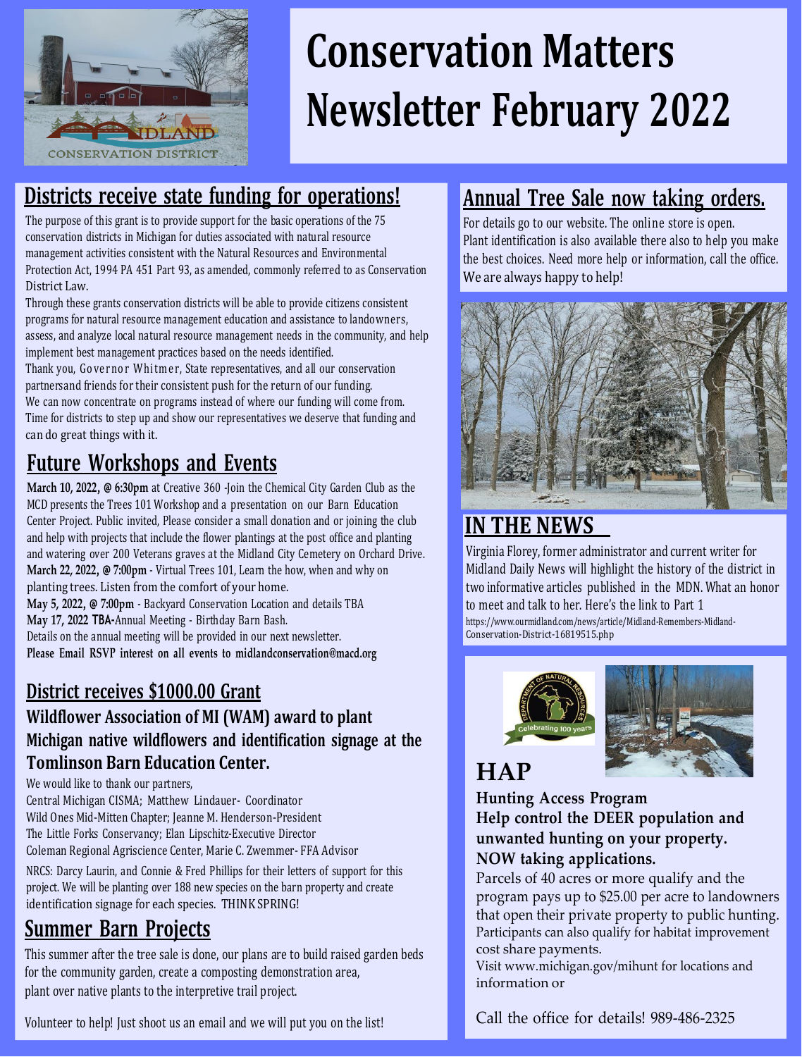# Conservation Matters Newsletter February 2022

## Districts receive state funding for operations!

The purpose of this grant is to provide support for the basic operations of the 75 conservation districts in Michigan for duties associated with natural resource management activities consistent with the Natural Resources and Environmental Protection Act, 1994 PA 451 Part 93, as amended, commonly referred to as Conservation District Law.

Through these grants conservation districts will be able to provide citizens consistent programs for natural resource management education and assistance to landowners, assess, and analyze local natural resource management needs in the community, and help implement best management practices based on the needs identified.

Thank you, Governor Whitmer, State representatives, and all our conservation partnersand friends for their consistent push for the return of our funding.

We can now concentrate on programs instead of where our funding will come from. Time for districts to step up and show our representatives we deserve that funding and can do great things with it.

## Future Workshops and Events

**March 10, 2022, @ 6:30pm** at Creative 360 -Join the Chemical City Garden Club as the MCD presents the Trees 101 Workshop and a presentation on our Barn Education Center Project. Public invited, Please consider a small donation and or joining the club and help with projects that include the flower plantings at the post office and planting and watering over 200 Veterans graves at the Midland City Cemetery on Orchard Drive.

**March 22, 2022, @ 7:00pm** - Virtual Trees 101, Learn the how, when and why on planting trees. Listen from the comfort of your home.

**May 5, 2022, @ 7:00pm** - Backyard Conservation Location and details TBA

**May 17, 2022 TBA**-Annual Meeting - Birthday Barn Bash.

Details on the annual meeting will be provided in our next newsletter.

**Please Email RSVP interest on all events to midlandconservation@macd.org**

## District receives $1000.00 Grant

### Wildflower Association of MI (WAM) award to plant Michigan native wildflowers and identification signage at the Tomlinson Barn Education Center.

We would like to thank our partners,

Central Michigan CISMA; Matthew Lindauer- Coordinator

Wild Ones Mid-Mitten Chapter; Jeanne M. Henderson-President

The Little Forks Conservancy; Elan Lipschitz-Executive Director

Coleman Regional Agriscience Center, Marie C. Zwemmer- FFA Advisor

NRCS: Darcy Laurin, and Connie & Fred Phillips for their letters of support for this project. We will be planting over 188 new species on the barn property and create identification signage for each species. THINK SPRING!

## Summer Barn Projects

This summer after the tree sale is done, our plans are to build raised garden beds for the community garden, create a composting demonstration area, plant over native plants to the interpretive trail project.

Volunteer to help! Just shoot us an email and we will put you on the list!

## Annual Tree Sale now taking orders.

For details go to our website. The online store is open. Plant identification is also available there also to help you make the best choices. Need more help or information, call the office. We are always happy to help!

## IN THE NEWS

Virginia Florey, former administrator and current writer for Midland Daily News will highlight the history of the district in two informative articles published in the MDN. What an honor to meet and talk to her. Here's the link to Part 1

https://www.ourmidland.com/news/article/Midland-Remembers-Midland-Conservation-District-16819515.php

## HAP

**Hunting Access Program**

**Help control the DEER population and unwanted hunting on your property.**

**NOW taking applications.**

Parcels of 40 acres or more qualify and the program pays up to $25.00 per acre to landowners that open their private property to public hunting. Participants can also qualify for habitat improvement cost share payments.

Visit www.michigan.gov/mihunt for locations and information or

Call the office for details! 989-486-2325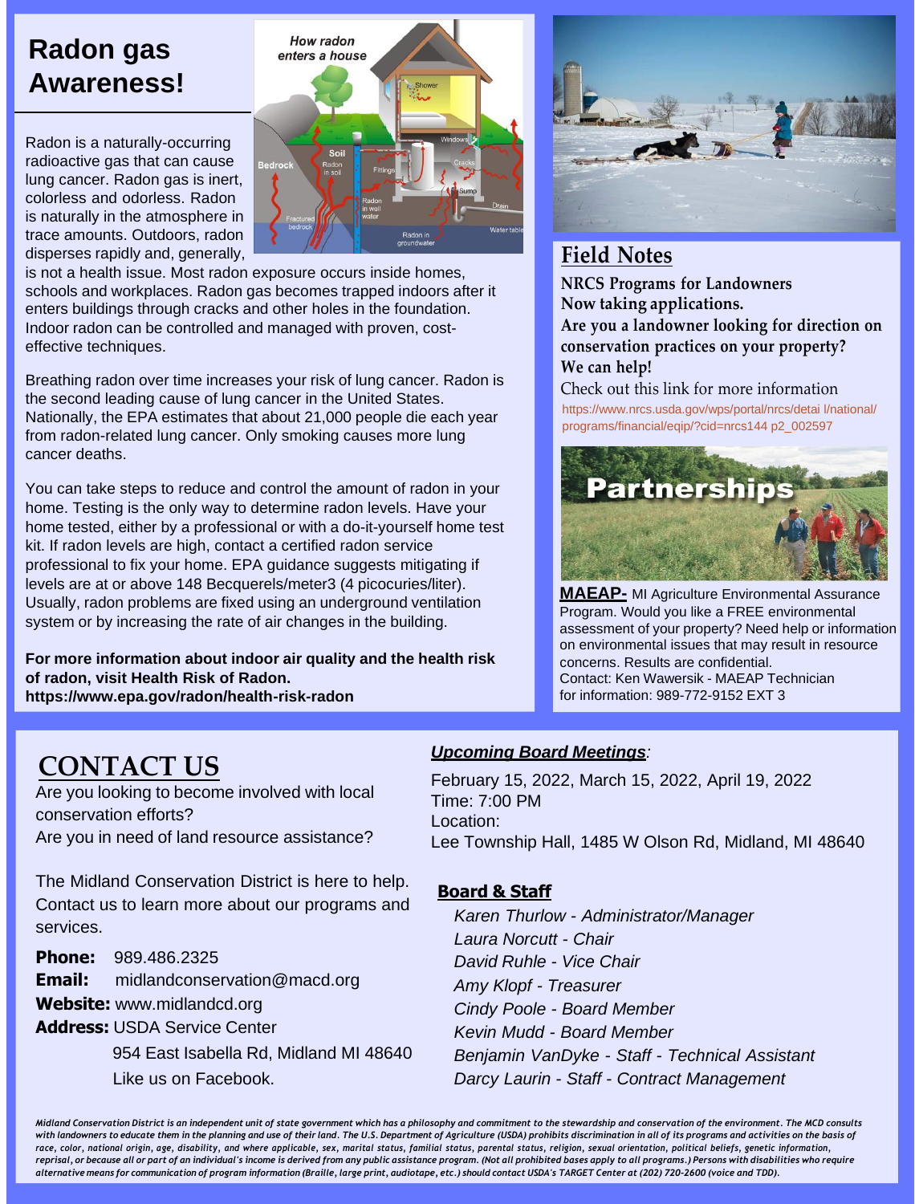# Radon gas Awareness!

Radon is a naturally-occurring radioactive gas that can cause lung cancer. Radon gas is inert, colorless and odorless. Radon is naturally in the atmosphere in trace amounts. Outdoors, radon disperses rapidly and, generally, is not a health issue. Most radon exposure occurs inside homes, schools and workplaces. Radon gas becomes trapped indoors after it enters buildings through cracks and other holes in the foundation. Indoor radon can be controlled and managed with proven, cost-effective techniques.

Breathing radon over time increases your risk of lung cancer. Radon is the second leading cause of lung cancer in the United States. Nationally, the EPA estimates that about 21,000 people die each year from radon-related lung cancer. Only smoking causes more lung cancer deaths.

You can take steps to reduce and control the amount of radon in your home. Testing is the only way to determine radon levels. Have your home tested, either by a professional or with a do-it-yourself home test kit. If radon levels are high, contact a certified radon service professional to fix your home. EPA guidance suggests mitigating if levels are at or above 148 Becquerels/meter3 (4 picocuries/liter). Usually, radon problems are fixed using an underground ventilation system or by increasing the rate of air changes in the building.

**For more information about indoor air quality and the health risk of radon, visit Health Risk of Radon. https://www.epa.gov/radon/health-risk-radon**

## Field Notes

**NRCS Programs for Landowners**
**Now taking applications.**
**Are you a landowner looking for direction on conservation practices on your property?**
**We can help!**

Check out this link for more information
https://www.nrcs.usda.gov/wps/portal/nrcs/detai l/national/programs/financial/eqip/?cid=nrcs144 p2_002597

## Partnerships

**MAEAP-** MI Agriculture Environmental Assurance Program. Would you like a FREE environmental assessment of your property? Need help or information on environmental issues that may result in resource concerns. Results are confidential.
Contact: Ken Wawersik - MAEAP Technician
for information: 989-772-9152 EXT 3

## CONTACT US

Are you looking to become involved with local conservation efforts?
Are you in need of land resource assistance?

The Midland Conservation District is here to help. Contact us to learn more about our programs and services.

**Phone:** 989.486.2325
**Email:** midlandconservation@macd.org
**Website:** www.midlandcd.org
**Address:** USDA Service Center
954 East Isabella Rd, Midland MI 48640
Like us on Facebook.

***Upcoming Board Meetings***:

February 15, 2022, March 15, 2022, April 19, 2022
Time: 7:00 PM
Location:
Lee Township Hall, 1485 W Olson Rd, Midland, MI 48640

**Board & Staff**

*Karen Thurlow - Administrator/Manager*
*Laura Norcutt - Chair*
*David Ruhle - Vice Chair*
*Amy Klopf - Treasurer*
*Cindy Poole - Board Member*
*Kevin Mudd - Board Member*
*Benjamin VanDyke - Staff - Technical Assistant*
*Darcy Laurin - Staff - Contract Management*

*Midland Conservation District is an independent unit of state government which has a philosophy and commitment to the stewardship and conservation of the environment. The MCD consults with landowners to educate them in the planning and use of their land. The U.S. Department of Agriculture (USDA) prohibits discrimination in all of its programs and activities on the basis of race, color, national origin, age, disability, and where applicable, sex, marital status, familial status, parental status, religion, sexual orientation, political beliefs, genetic information, reprisal, or because all or part of an individual's income is derived from any public assistance program. (Not all prohibited bases apply to all programs.) Persons with disabilities who require alternative means for communication of program information (Braille, large print, audiotape, etc.) should contact USDA's TARGET Center at (202) 720-2600 (voice and TDD).*